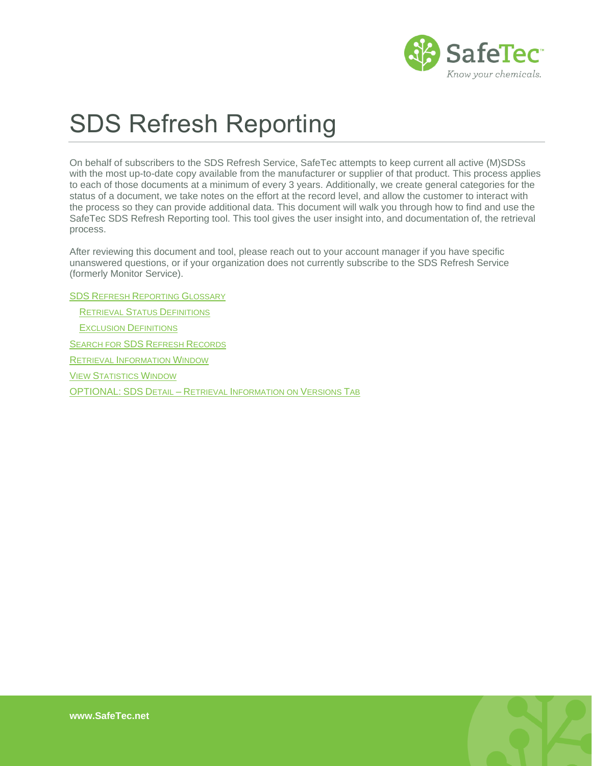# SDS Refresh Reporting

On behalf of subscribers to the SDS Refresh Service, SafeTec attempts to keep current all active (M)SDSs with the most up-to-date copy available from the manufacturer or supplier of that product. This process applies to each of those documents at a minimum of every 3 years. Additionally, we create general categories for the status of a document, we take notes on the effort at the record level, and allow the customer to interact with the process so they can provide additional data. This document will walk you through how to find and use the SafeTec SDS Refresh Reporting tool. This tool gives the user insight into, and documentation of, the retrieval process.

After reviewing this document and tool, please reach out to your account manager if you have specific unanswered questions, or if your organization does not currently subscribe to the SDS Refresh Service (formerly Monitor Service).

- SDS Refresh Reporting Glossary
  - Retrieval Status Definitions
  - Exclusion Definitions
- Search for SDS Refresh Records
- Retrieval Information Window
- View Statistics Window
- OPTIONAL: SDS Detail – Retrieval Information on Versions Tab

www.SafeTec.net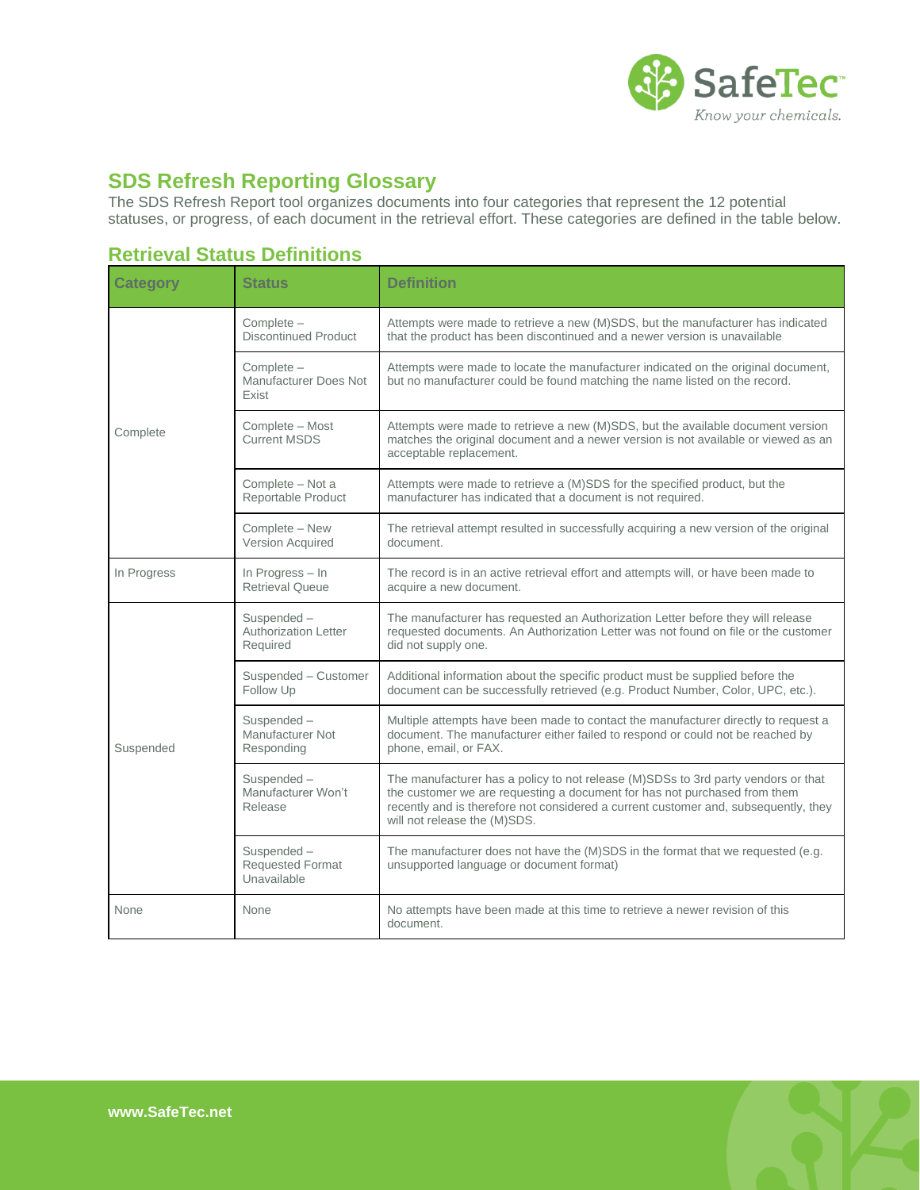## SDS Refresh Reporting Glossary

The SDS Refresh Report tool organizes documents into four categories that represent the 12 potential statuses, or progress, of each document in the retrieval effort. These categories are defined in the table below.

### Retrieval Status Definitions

| Category | Status | Definition |
|---|---|---|
| Complete | Complete – Discontinued Product | Attempts were made to retrieve a new (M)SDS, but the manufacturer has indicated that the product has been discontinued and a newer version is unavailable |
| | Complete – Manufacturer Does Not Exist | Attempts were made to locate the manufacturer indicated on the original document, but no manufacturer could be found matching the name listed on the record. |
| | Complete – Most Current MSDS | Attempts were made to retrieve a new (M)SDS, but the available document version matches the original document and a newer version is not available or viewed as an acceptable replacement. |
| | Complete – Not a Reportable Product | Attempts were made to retrieve a (M)SDS for the specified product, but the manufacturer has indicated that a document is not required. |
| | Complete – New Version Acquired | The retrieval attempt resulted in successfully acquiring a new version of the original document. |
| In Progress | In Progress – In Retrieval Queue | The record is in an active retrieval effort and attempts will, or have been made to acquire a new document. |
| Suspended | Suspended – Authorization Letter Required | The manufacturer has requested an Authorization Letter before they will release requested documents. An Authorization Letter was not found on file or the customer did not supply one. |
| | Suspended – Customer Follow Up | Additional information about the specific product must be supplied before the document can be successfully retrieved (e.g. Product Number, Color, UPC, etc.). |
| | Suspended – Manufacturer Not Responding | Multiple attempts have been made to contact the manufacturer directly to request a document. The manufacturer either failed to respond or could not be reached by phone, email, or FAX. |
| | Suspended – Manufacturer Won't Release | The manufacturer has a policy to not release (M)SDSs to 3rd party vendors or that the customer we are requesting a document for has not purchased from them recently and is therefore not considered a current customer and, subsequently, they will not release the (M)SDS. |
| | Suspended – Requested Format Unavailable | The manufacturer does not have the (M)SDS in the format that we requested (e.g. unsupported language or document format) |
| None | None | No attempts have been made at this time to retrieve a newer revision of this document. |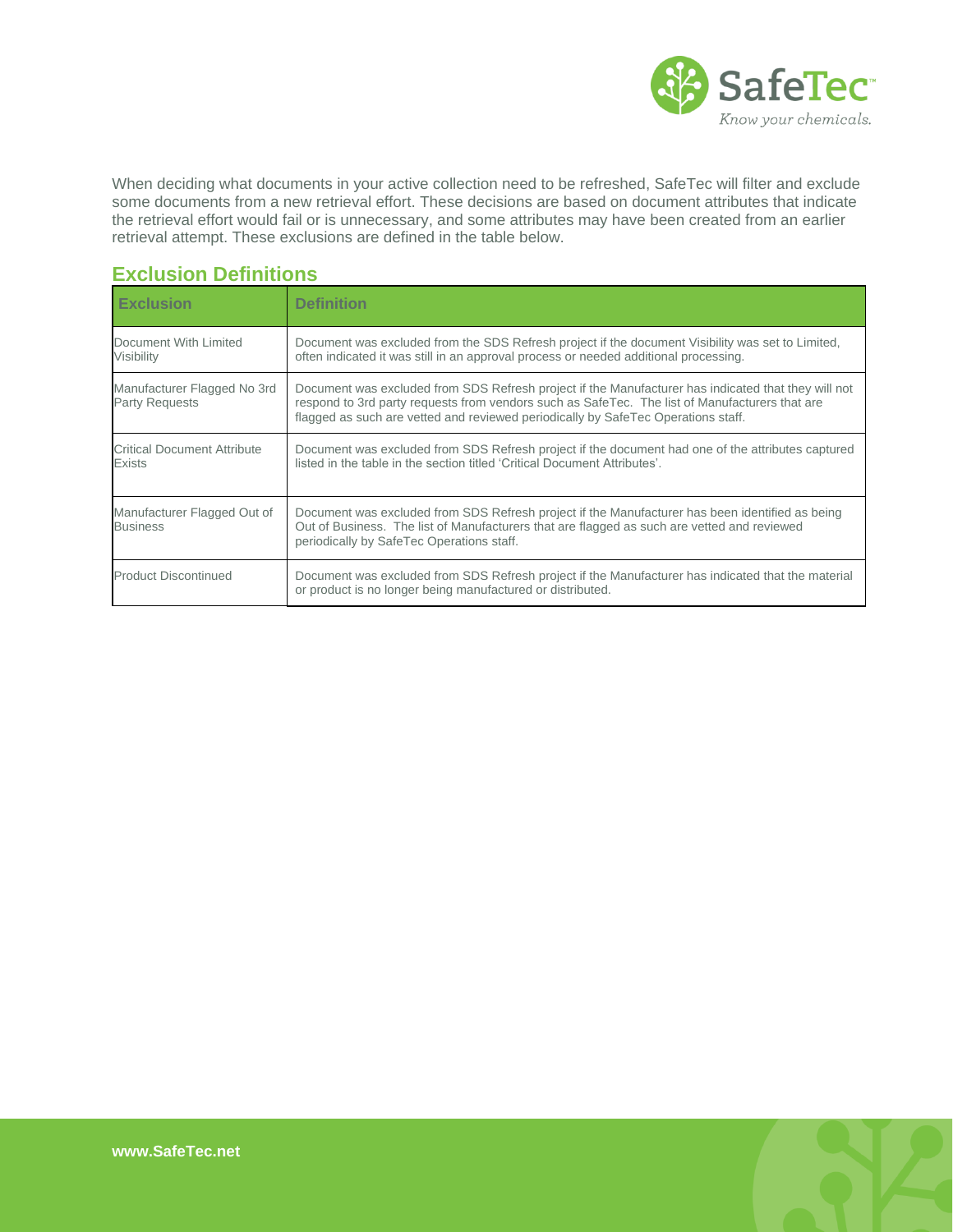When deciding what documents in your active collection need to be refreshed, SafeTec will filter and exclude some documents from a new retrieval effort. These decisions are based on document attributes that indicate the retrieval effort would fail or is unnecessary, and some attributes may have been created from an earlier retrieval attempt. These exclusions are defined in the table below.

## Exclusion Definitions

| Exclusion | Definition |
| --- | --- |
| Document With Limited Visibility | Document was excluded from the SDS Refresh project if the document Visibility was set to Limited, often indicated it was still in an approval process or needed additional processing. |
| Manufacturer Flagged No 3rd Party Requests | Document was excluded from SDS Refresh project if the Manufacturer has indicated that they will not respond to 3rd party requests from vendors such as SafeTec. The list of Manufacturers that are flagged as such are vetted and reviewed periodically by SafeTec Operations staff. |
| Critical Document Attribute Exists | Document was excluded from SDS Refresh project if the document had one of the attributes captured listed in the table in the section titled 'Critical Document Attributes'. |
| Manufacturer Flagged Out of Business | Document was excluded from SDS Refresh project if the Manufacturer has been identified as being Out of Business. The list of Manufacturers that are flagged as such are vetted and reviewed periodically by SafeTec Operations staff. |
| Product Discontinued | Document was excluded from SDS Refresh project if the Manufacturer has indicated that the material or product is no longer being manufactured or distributed. |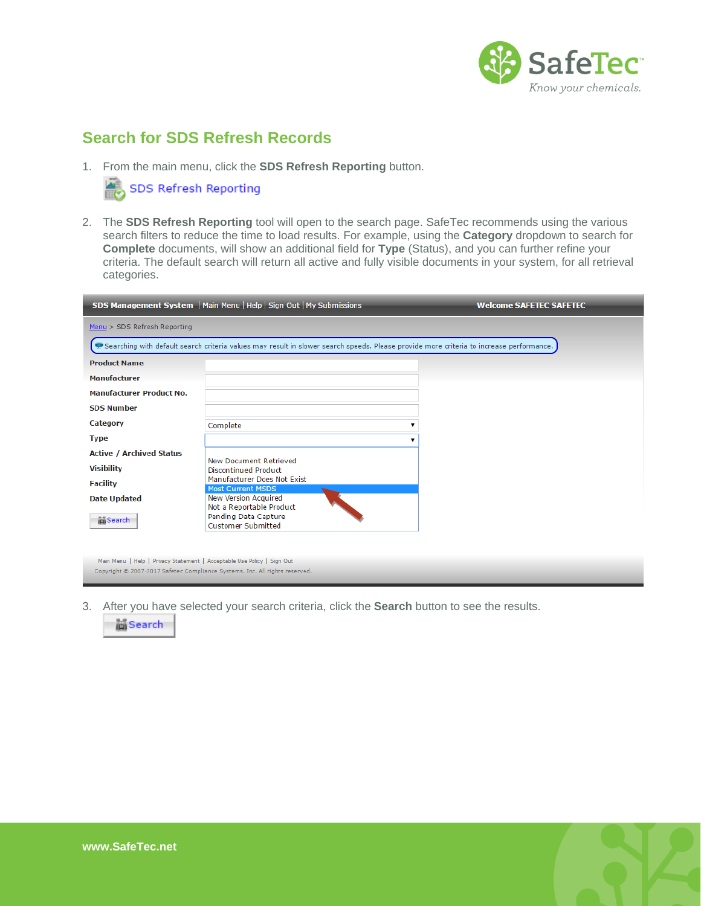## Search for SDS Refresh Records

1. From the main menu, click the **SDS Refresh Reporting** button.

   SDS Refresh Reporting

2. The **SDS Refresh Reporting** tool will open to the search page. SafeTec recommends using the various search filters to reduce the time to load results. For example, using the **Category** dropdown to search for **Complete** documents, will show an additional field for **Type** (Status), and you can further refine your criteria. The default search will return all active and fully visible documents in your system, for all retrieval categories.

3. After you have selected your search criteria, click the **Search** button to see the results.

   Search

www.SafeTec.net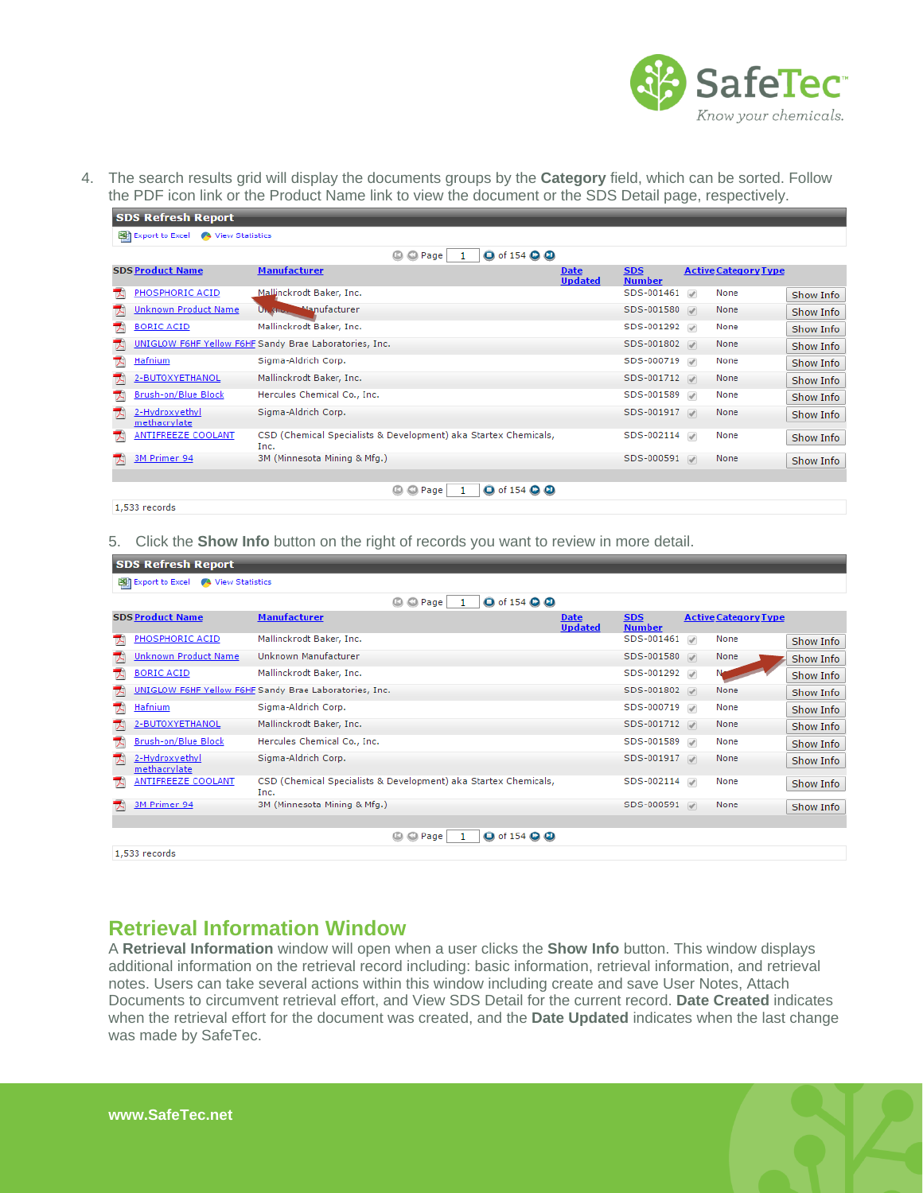4. The search results grid will display the documents groups by the **Category** field, which can be sorted. Follow the PDF icon link or the Product Name link to view the document or the SDS Detail page, respectively.

**SDS Refresh Report**

Export to Excel | View Statistics

Page 1 of 154

| SDS | Product Name | Manufacturer | Date Updated | SDS Number | Active | Category | Type | |
|---|---|---|---|---|---|---|---|---|
| | PHOSPHORIC ACID | Mallinckrodt Baker, Inc. | | SDS-001461 | ✓ | None | | Show Info |
| | Unknown Product Name | Unknown Manufacturer | | SDS-001580 | ✓ | None | | Show Info |
| | BORIC ACID | Mallinckrodt Baker, Inc. | | SDS-001292 | ✓ | None | | Show Info |
| | UNIGLOW F6HF Yellow F6HF | Sandy Brae Laboratories, Inc. | | SDS-001802 | ✓ | None | | Show Info |
| | Hafnium | Sigma-Aldrich Corp. | | SDS-000719 | ✓ | None | | Show Info |
| | 2-BUTOXYETHANOL | Mallinckrodt Baker, Inc. | | SDS-001712 | ✓ | None | | Show Info |
| | Brush-on/Blue Block | Hercules Chemical Co., Inc. | | SDS-001589 | ✓ | None | | Show Info |
| | 2-Hydroxyethyl methacrylate | Sigma-Aldrich Corp. | | SDS-001917 | ✓ | None | | Show Info |
| | ANTIFREEZE COOLANT | CSD (Chemical Specialists & Development) aka Startex Chemicals, Inc. | | SDS-002114 | ✓ | None | | Show Info |
| | 3M Primer 94 | 3M (Minnesota Mining & Mfg.) | | SDS-000591 | ✓ | None | | Show Info |

Page 1 of 154

1,533 records

5. Click the **Show Info** button on the right of records you want to review in more detail.

**SDS Refresh Report**

Export to Excel | View Statistics

Page 1 of 154

| SDS | Product Name | Manufacturer | Date Updated | SDS Number | Active | Category | Type | |
|---|---|---|---|---|---|---|---|---|
| | PHOSPHORIC ACID | Mallinckrodt Baker, Inc. | | SDS-001461 | ✓ | None | | Show Info |
| | Unknown Product Name | Unknown Manufacturer | | SDS-001580 | ✓ | None | | Show Info |
| | BORIC ACID | Mallinckrodt Baker, Inc. | | SDS-001292 | ✓ | None | | Show Info |
| | UNIGLOW F6HF Yellow F6HF | Sandy Brae Laboratories, Inc. | | SDS-001802 | ✓ | None | | Show Info |
| | Hafnium | Sigma-Aldrich Corp. | | SDS-000719 | ✓ | None | | Show Info |
| | 2-BUTOXYETHANOL | Mallinckrodt Baker, Inc. | | SDS-001712 | ✓ | None | | Show Info |
| | Brush-on/Blue Block | Hercules Chemical Co., Inc. | | SDS-001589 | ✓ | None | | Show Info |
| | 2-Hydroxyethyl methacrylate | Sigma-Aldrich Corp. | | SDS-001917 | ✓ | None | | Show Info |
| | ANTIFREEZE COOLANT | CSD (Chemical Specialists & Development) aka Startex Chemicals, Inc. | | SDS-002114 | ✓ | None | | Show Info |
| | 3M Primer 94 | 3M (Minnesota Mining & Mfg.) | | SDS-000591 | ✓ | None | | Show Info |

Page 1 of 154

1,533 records

## Retrieval Information Window

A **Retrieval Information** window will open when a user clicks the **Show Info** button. This window displays additional information on the retrieval record including: basic information, retrieval information, and retrieval notes. Users can take several actions within this window including create and save User Notes, Attach Documents to circumvent retrieval effort, and View SDS Detail for the current record. **Date Created** indicates when the retrieval effort for the document was created, and the **Date Updated** indicates when the last change was made by SafeTec.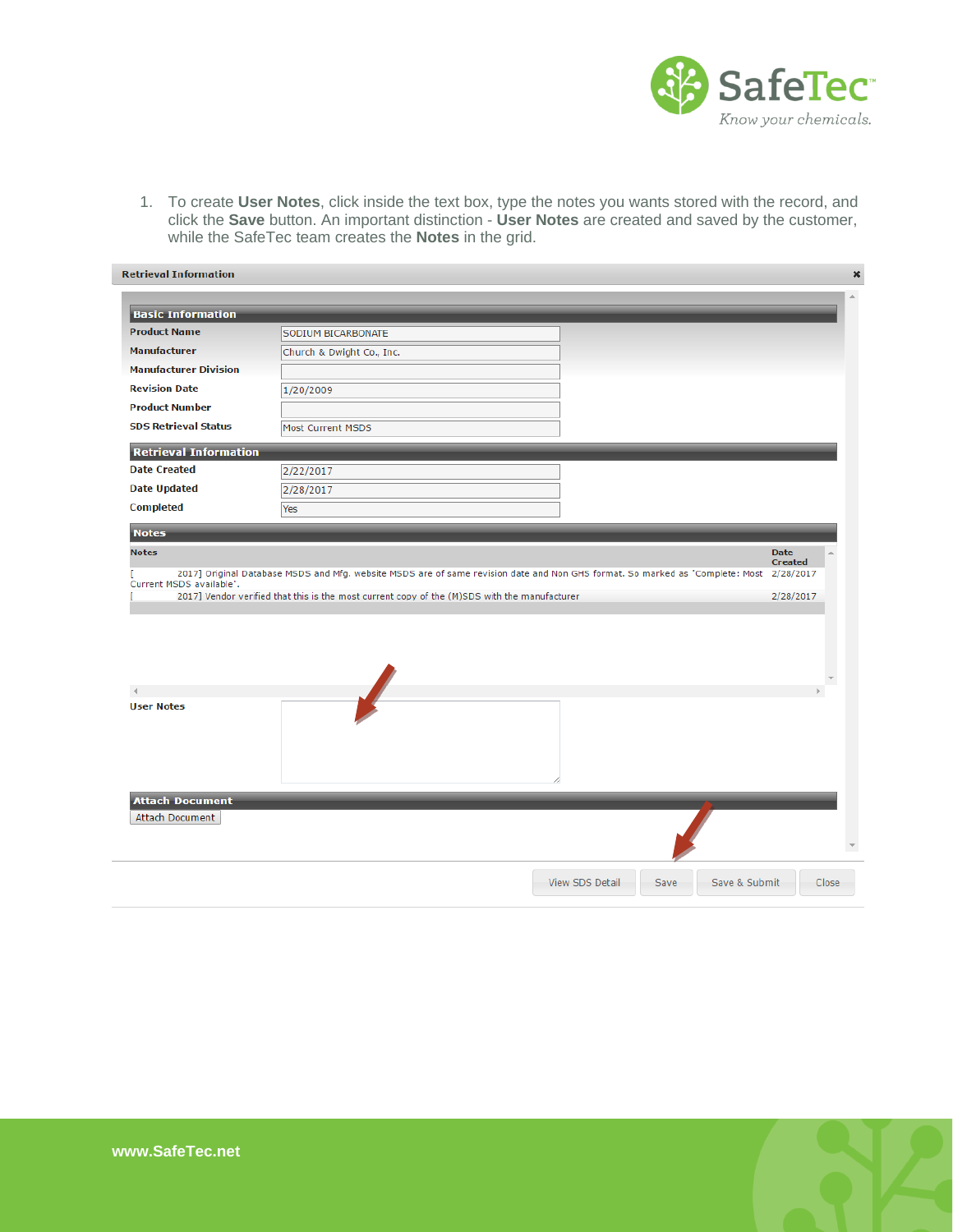1. To create **User Notes**, click inside the text box, type the notes you wants stored with the record, and click the **Save** button. An important distinction - **User Notes** are created and saved by the customer, while the SafeTec team creates the **Notes** in the grid.

**Retrieval Information**

**Basic Information**

| | |
|---|---|
| Product Name | SODIUM BICARBONATE |
| Manufacturer | Church & Dwight Co., Inc. |
| Manufacturer Division | |
| Revision Date | 1/20/2009 |
| Product Number | |
| SDS Retrieval Status | Most Current MSDS |

**Retrieval Information**

| | |
|---|---|
| Date Created | 2/22/2017 |
| Date Updated | 2/28/2017 |
| Completed | Yes |

**Notes**

| Notes | Date Created |
|---|---|
| [ 2017] Original Database MSDS and Mfg. website MSDS are of same revision date and Non GHS format. So marked as 'Complete: Most Current MSDS available'. | 2/28/2017 |
| [ 2017] Vendor verified that this is the most current copy of the (M)SDS with the manufacturer | 2/28/2017 |

**User Notes**

**Attach Document**

Attach Document

View SDS Detail | Save | Save & Submit | Close

www.SafeTec.net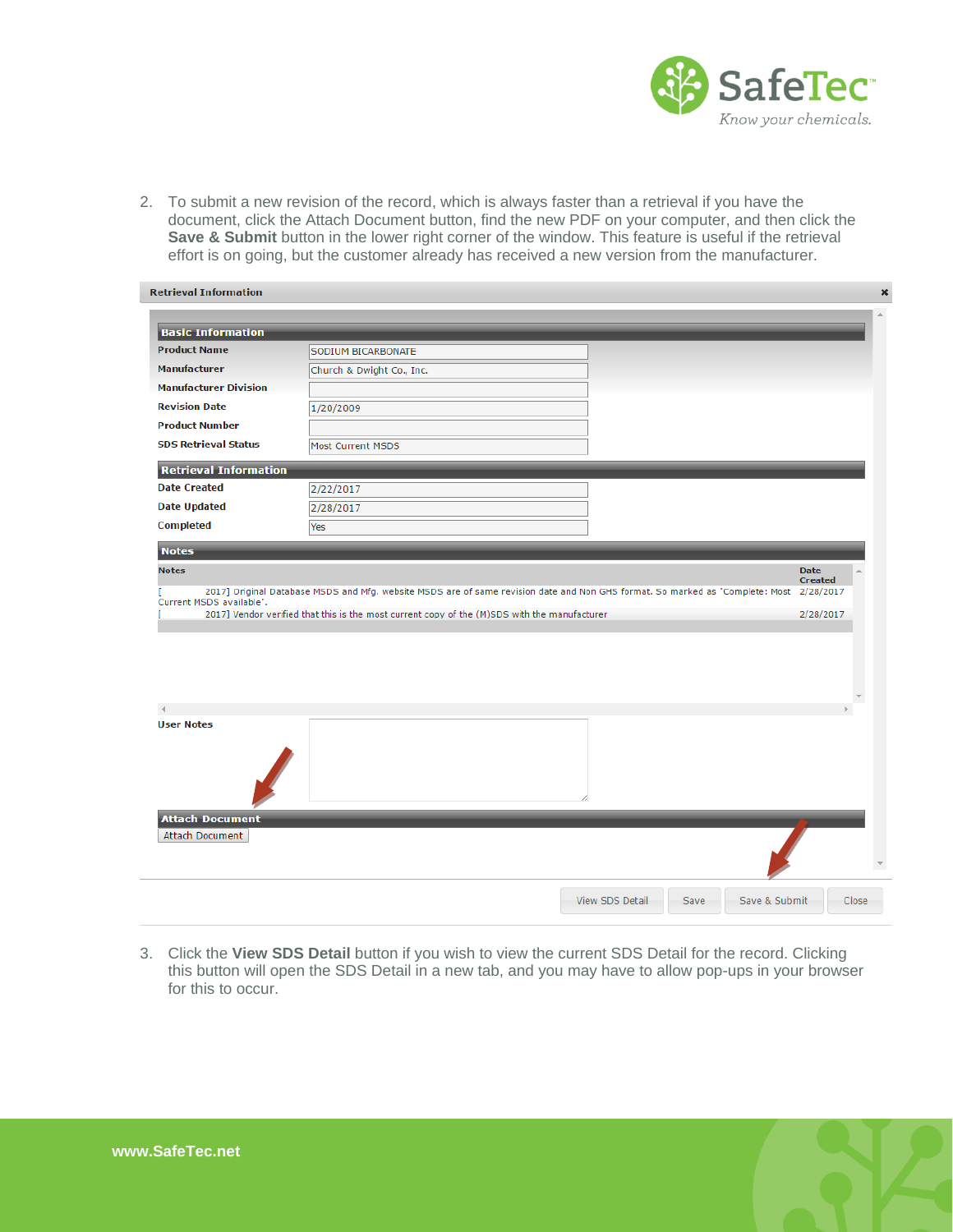2. To submit a new revision of the record, which is always faster than a retrieval if you have the document, click the Attach Document button, find the new PDF on your computer, and then click the **Save & Submit** button in the lower right corner of the window. This feature is useful if the retrieval effort is on going, but the customer already has received a new version from the manufacturer.

**Retrieval Information**

**Basic Information**

| | |
|---|---|
| Product Name | SODIUM BICARBONATE |
| Manufacturer | Church & Dwight Co., Inc. |
| Manufacturer Division | |
| Revision Date | 1/20/2009 |
| Product Number | |
| SDS Retrieval Status | Most Current MSDS |

**Retrieval Information**

| | |
|---|---|
| Date Created | 2/22/2017 |
| Date Updated | 2/28/2017 |
| Completed | Yes |

**Notes**

| Notes | Date Created |
|---|---|
| [ 2017] Original Database MSDS and Mfg. website MSDS are of same revision date and Non GHS format. So marked as 'Complete: Most Current MSDS available'. | 2/28/2017 |
| [ 2017] Vendor verified that this is the most current copy of the (M)SDS with the manufacturer | 2/28/2017 |

User Notes

**Attach Document**

Attach Document

View SDS Detail | Save | Save & Submit | Close

3. Click the **View SDS Detail** button if you wish to view the current SDS Detail for the record. Clicking this button will open the SDS Detail in a new tab, and you may have to allow pop-ups in your browser for this to occur.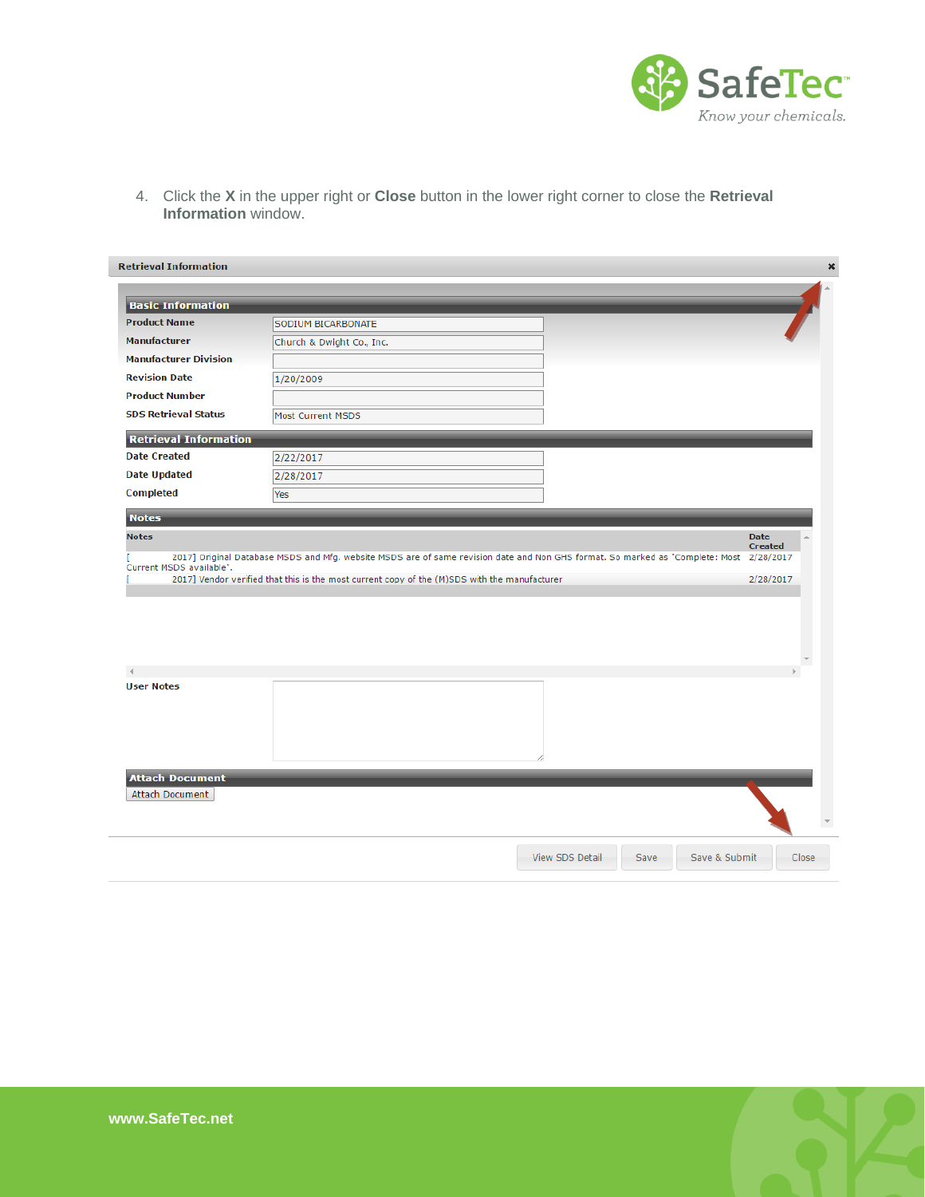4. Click the **X** in the upper right or **Close** button in the lower right corner to close the **Retrieval Information** window.

**Retrieval Information** ✖

**Basic Information**

| | |
|---|---|
| Product Name | SODIUM BICARBONATE |
| Manufacturer | Church & Dwight Co., Inc. |
| Manufacturer Division | |
| Revision Date | 1/20/2009 |
| Product Number | |
| SDS Retrieval Status | Most Current MSDS |

**Retrieval Information**

| | |
|---|---|
| Date Created | 2/22/2017 |
| Date Updated | 2/28/2017 |
| Completed | Yes |

**Notes**

| Notes | Date Created |
|---|---|
| [ 2017] Original Database MSDS and Mfg. website MSDS are of same revision date and Non GHS format. So marked as 'Complete: Most Current MSDS available'. | 2/28/2017 |
| [ 2017] Vendor verified that this is the most current copy of the (M)SDS with the manufacturer | 2/28/2017 |

User Notes

**Attach Document**

Attach Document

View SDS Detail | Save | Save & Submit | Close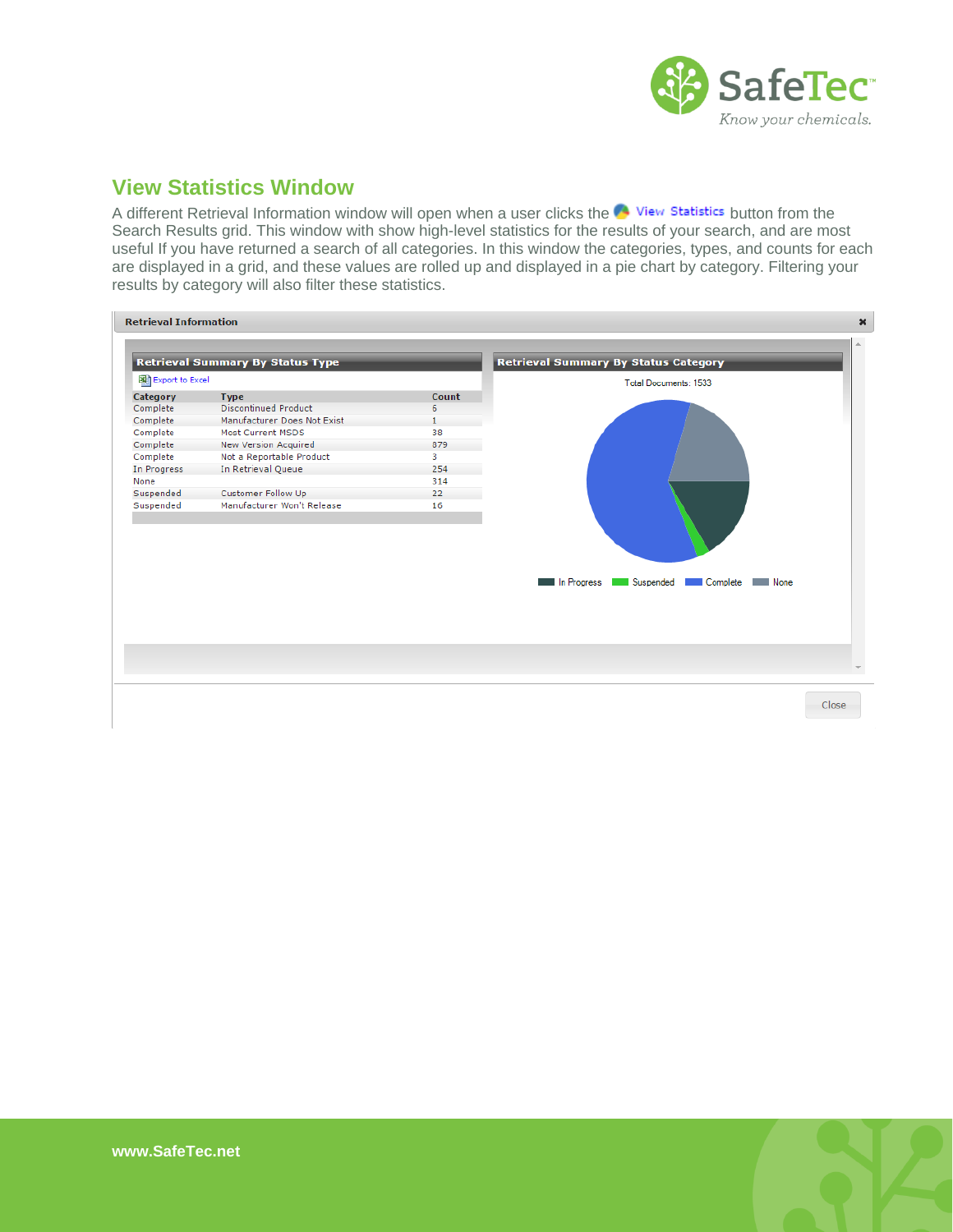## View Statistics Window

A different Retrieval Information window will open when a user clicks the View Statistics button from the Search Results grid. This window with show high-level statistics for the results of your search, and are most useful If you have returned a search of all categories. In this window the categories, types, and counts for each are displayed in a grid, and these values are rolled up and displayed in a pie chart by category. Filtering your results by category will also filter these statistics.

**Retrieval Information**

**Retrieval Summary By Status Type**

Export to Excel

| Category | Type | Count |
|---|---|---|
| Complete | Discontinued Product | 6 |
| Complete | Manufacturer Does Not Exist | 1 |
| Complete | Most Current MSDS | 38 |
| Complete | New Version Acquired | 879 |
| Complete | Not a Reportable Product | 3 |
| In Progress | In Retrieval Queue | 254 |
| None | | 314 |
| Suspended | Customer Follow Up | 22 |
| Suspended | Manufacturer Won't Release | 16 |

**Retrieval Summary By Status Category**

Total Documents: 1533

In Progress | Suspended | Complete | None

Close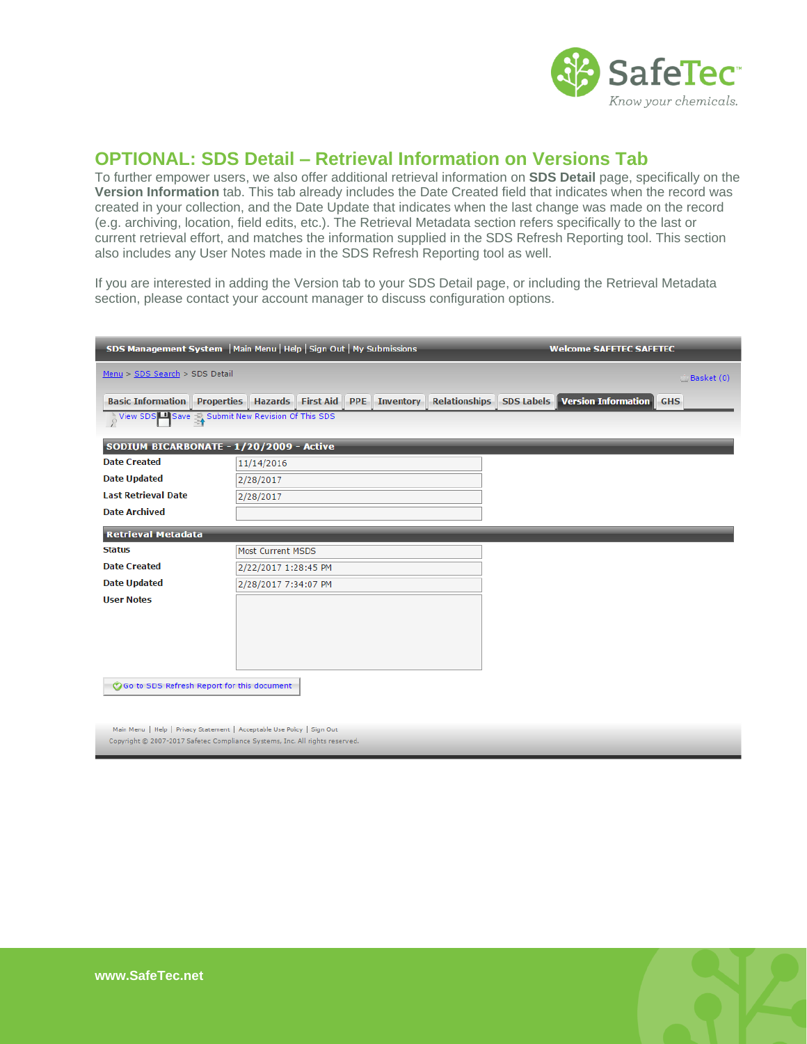## OPTIONAL: SDS Detail – Retrieval Information on Versions Tab

To further empower users, we also offer additional retrieval information on **SDS Detail** page, specifically on the **Version Information** tab. This tab already includes the Date Created field that indicates when the record was created in your collection, and the Date Update that indicates when the last change was made on the record (e.g. archiving, location, field edits, etc.). The Retrieval Metadata section refers specifically to the last or current retrieval effort, and matches the information supplied in the SDS Refresh Reporting tool. This section also includes any User Notes made in the SDS Refresh Reporting tool as well.

If you are interested in adding the Version tab to your SDS Detail page, or including the Retrieval Metadata section, please contact your account manager to discuss configuration options.

SDS Management System | Main Menu | Help | Sign Out | My Submissions Welcome SAFETEC SAFETEC

Menu > SDS Search > SDS Detail Basket (0)

Basic Information | Properties | Hazards | First Aid | PPE | Inventory | Relationships | SDS Labels | Version Information | GHS

View SDS Save Submit New Revision Of This SDS

**SODIUM BICARBONATE - 1/20/2009 - Active**

| | |
|---|---|
| Date Created | 11/14/2016 |
| Date Updated | 2/28/2017 |
| Last Retrieval Date | 2/28/2017 |
| Date Archived | |

**Retrieval Metadata**

| | |
|---|---|
| Status | Most Current MSDS |
| Date Created | 2/22/2017 1:28:45 PM |
| Date Updated | 2/28/2017 7:34:07 PM |
| User Notes | |

Go to SDS Refresh Report for this document

Main Menu | Help | Privacy Statement | Acceptable Use Policy | Sign Out

Copyright © 2007-2017 Safetec Compliance Systems, Inc. All rights reserved.